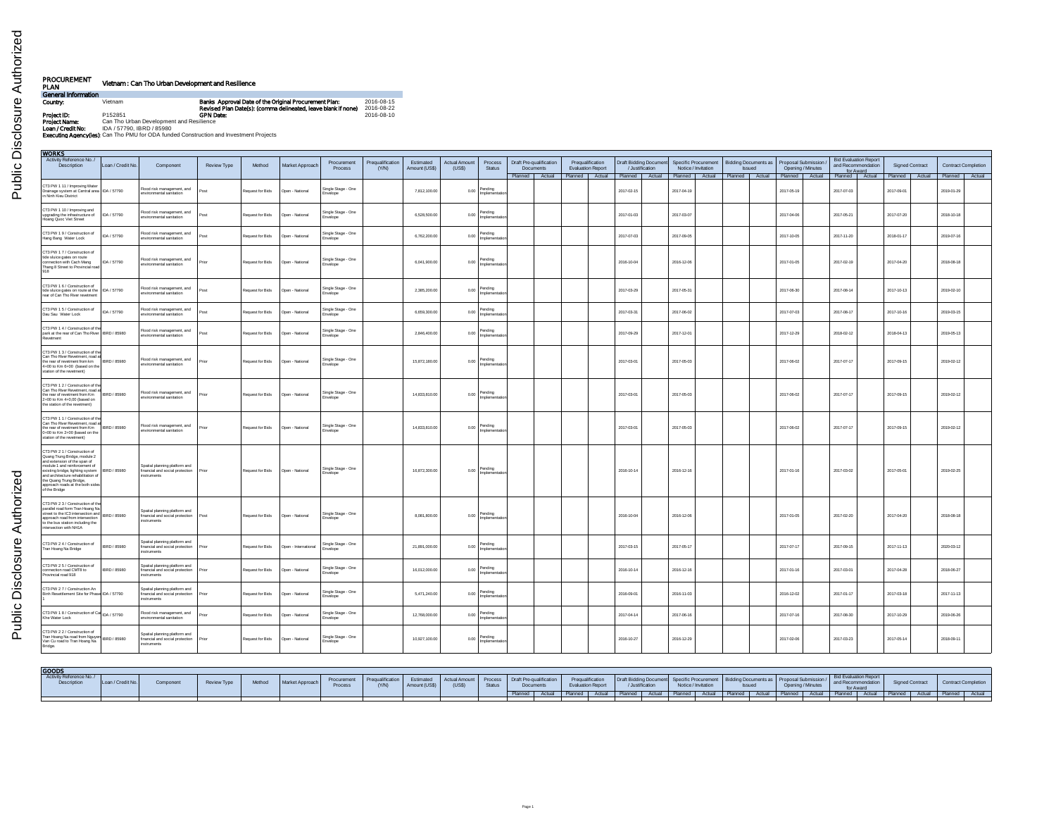# PROCUREMENT PLAN

## Vietnam : Can Tho Urban Development and Resilience

### General Information

**Country:** Vietnam

**Banks Approval Date of the Original Procurement Plan:** 2016-08-15

**Revised Plan Date(s): (comma delineated, leave blank if none)** 2016-08-22

**Project ID:** P152851

**GPN Date:** 2016-08-10

**Project Name:** Can Tho Urban Development and Resilience

**Loan / Credit No:** IDA / 57790, IBRD / 85980

**Executing Agency(ies):** Can Tho PMU for ODA funded Construction and Investment Projects

### WORKS

| Activity Reference No. / Description | Loan / Credit No. | Component | Review Type | Method | Market Approach | Procurement Process | Prequalification (Y/N) | Estimated Amount (US$) | Actual Amount (US$) | Process Status | Draft Pre-qualification Documents | | Prequalification Evaluation Report | | Draft Bidding Document / Justification | | Specific Procurement Notice / Invitation | | Bidding Documents as Issued | | Proposal Submission / Opening / Minutes | | Bid Evaluation Report and Recommendation for Award | | Signed Contract | | Contract Completion | |
|---|---|---|---|---|---|---|---|---|---|---|---|---|---|---|---|---|---|---|---|---|---|---|---|---|---|---|---|---|
| | | | | | | | | | | | Planned | Actual | Planned | Actual | Planned | Actual | Planned | Actual | Planned | Actual | Planned | Actual | Planned | Actual | Planned | Actual | Planned | Actual |
| CT3 PW 1 11 / Improving Water Drainage system at Central area in Ninh Kieu District | IDA / 57790 | Flood risk management, and environmental sanitation | Post | Request for Bids | Open - National | Single Stage - One Envelope | | 7,812,100.00 | 0.00 | Pending Implementation | | | | | 2017-02-15 | | 2017-04-19 | | | | 2017-05-19 | | 2017-07-03 | | 2017-09-01 | | 2019-01-29 | |
| CT3 PW 1 10 / Improving and upgrading the infrastructure of Hoang Quoc Viet Street | IDA / 57790 | Flood risk management, and environmental sanitation | Post | Request for Bids | Open - National | Single Stage - One Envelope | | 6,528,500.00 | 0.00 | Pending Implementation | | | | | 2017-01-03 | | 2017-03-07 | | | | 2017-04-06 | | 2017-05-21 | | 2017-07-20 | | 2018-10-18 | |
| CT3 PW 1 9 / Construction of Hang Bang Water Lock | IDA / 57790 | Flood risk management, and environmental sanitation | Post | Request for Bids | Open - National | Single Stage - One Envelope | | 6,762,200.00 | 0.00 | Pending Implementation | | | | | 2017-07-03 | | 2017-09-05 | | | | 2017-10-05 | | 2017-11-20 | | 2018-01-17 | | 2019-07-16 | |
| CT3 PW 1 7 / Construction of tide sluice gates on route connection with Cach Mang Thang 8 Street to Provincial road 918 | IDA / 57790 | Flood risk management, and environmental sanitation | Prior | Request for Bids | Open - National | Single Stage - One Envelope | | 6,041,900.00 | 0.00 | Pending Implementation | | | | | 2016-10-04 | | 2016-12-06 | | | | 2017-01-05 | | 2017-02-19 | | 2017-04-20 | | 2018-08-18 | |
| CT3 PW 1 6 / Construction of tide sluice gates on route at the rear of Can Tho River revetment | IDA / 57790 | Flood risk management, and environmental sanitation | Post | Request for Bids | Open - National | Single Stage - One Envelope | | 2,385,200.00 | 0.00 | Pending Implementation | | | | | 2017-03-29 | | 2017-05-31 | | | | 2017-06-30 | | 2017-08-14 | | 2017-10-13 | | 2019-02-10 | |
| CT3 PW 1 5 / Construction of Dau Sau Water Lock | IDA / 57790 | Flood risk management, and environmental sanitation | Post | Request for Bids | Open - National | Single Stage - One Envelope | | 6,659,300.00 | 0.00 | Pending Implementation | | | | | 2017-03-31 | | 2017-06-02 | | | | 2017-07-03 | | 2017-08-17 | | 2017-10-16 | | 2019-03-15 | |
| CT3 PW 1 4 / Construction of the park at the rear of Can Tho River Revetment | IBRD / 85980 | Flood risk management, and environmental sanitation | Post | Request for Bids | Open - National | Single Stage - One Envelope | | 2,846,400.00 | 0.00 | Pending Implementation | | | | | 2017-09-29 | | 2017-12-01 | | | | 2017-12-29 | | 2018-02-12 | | 2018-04-13 | | 2019-05-13 | |
| CT3 PW 1 3 / Construction of the Can Tho River Revetment, road at the rear of revetment from km 4+00 to Km 6+00 (based on the station of the revetment) | IBRD / 85980 | Flood risk management, and environmental sanitation | Prior | Request for Bids | Open - National | Single Stage - One Envelope | | 15,872,180.00 | 0.00 | Pending Implementation | | | | | 2017-03-01 | | 2017-05-03 | | | | 2017-06-02 | | 2017-07-17 | | 2017-09-15 | | 2019-02-12 | |
| CT3 PW 1 2 / Construction of the Can Tho River Revetment, road at the rear of revetment from Km 2+00 to Km 4+0,00 (based on the station of the revetment) | IBRD / 85980 | Flood risk management, and environmental sanitation | Prior | Request for Bids | Open - National | Single Stage - One Envelope | | 14,833,810.00 | 0.00 | Pending Implementation | | | | | 2017-03-01 | | 2017-05-03 | | | | 2017-06-02 | | 2017-07-17 | | 2017-09-15 | | 2019-02-12 | |
| CT3 PW 1 1 / Construction of the Can Tho River Revetment, road at the rear of revetment from Km 0+00 to Km 2+00 (based on the station of the revetment) | IBRD / 85980 | Flood risk management, and environmental sanitation | Prior | Request for Bids | Open - National | Single Stage - One Envelope | | 14,833,810.00 | 0.00 | Pending Implementation | | | | | 2017-03-01 | | 2017-05-03 | | | | 2017-06-02 | | 2017-07-17 | | 2017-09-15 | | 2019-02-12 | |
| CT3 PW 2 1 / Construction of Quang Trung Bridge, module 2 and extension of the span of module 1 and reinforcement of existing bridge, lighting system and architecture rehabilitation of the Quang Trung Bridge, approach roads at the both sides of the Bridge | IBRD / 85980 | Spatial planning platform and financial and social protection instruments | Prior | Request for Bids | Open - National | Single Stage - One Envelope | | 16,872,300.00 | 0.00 | Pending Implementation | | | | | 2016-10-14 | | 2016-12-16 | | | | 2017-01-16 | | 2017-03-02 | | 2017-05-01 | | 2019-02-25 | |
| CT3 PW 2 3 / Construction of the parallel road form Tran Hoang Na street to the IC3 intersection and approach road from intersection to the bus station including the intersection with NH1A | IBRD / 85980 | Spatial planning platform and financial and social protection instruments | Post | Request for Bids | Open - National | Single Stage - One Envelope | | 8,061,800.00 | 0.00 | Pending Implementation | | | | | 2016-10-04 | | 2016-12-06 | | | | 2017-01-05 | | 2017-02-20 | | 2017-04-20 | | 2018-08-18 | |
| CT3 PW 2 4 / Construction of Tran Hoang Na Bridge | IBRD / 85980 | Spatial planning platform and financial and social protection instruments | Prior | Request for Bids | Open - International | Single Stage - One Envelope | | 21,891,000.00 | 0.00 | Pending Implementation | | | | | 2017-03-15 | | 2017-05-17 | | | | 2017-07-17 | | 2017-09-15 | | 2017-11-13 | | 2020-03-12 | |
| CT3 PW 2 5 / Construction of connection road CMT8 to Provincial road 918 | IBRD / 85980 | Spatial planning platform and financial and social protection instruments | Prior | Request for Bids | Open - National | Single Stage - One Envelope | | 16,012,000.00 | 0.00 | Pending Implementation | | | | | 2016-10-14 | | 2016-12-16 | | | | 2017-01-16 | | 2017-03-01 | | 2017-04-28 | | 2018-06-27 | |
| CT3 PW 2 7 / Construction An Binh Resettlement Site for Phase 1 | IDA / 57790 | Spatial planning platform and financial and social protection instruments | Prior | Request for Bids | Open - National | Single Stage - One Envelope | | 5,471,240.00 | 0.00 | Pending Implementation | | | | | 2016-09-01 | | 2016-11-03 | | | | 2016-12-02 | | 2017-01-17 | | 2017-03-18 | | 2017-11-13 | |
| CT3 PW 1 8 / Construction of Cai Khe Water Lock | IDA / 57790 | Flood risk management, and environmental sanitation | Prior | Request for Bids | Open - National | Single Stage - One Envelope | | 12,766,000.00 | 0.00 | Pending Implementation | | | | | 2017-04-14 | | 2017-06-16 | | | | 2017-07-16 | | 2017-08-30 | | 2017-10-29 | | 2019-06-26 | |
| CT3 PW 2 2 / Construction of Tran Hoang Na road from Nguyen Van Cu road to Tran Hoang Na Bridge. | IBRD / 85980 | Spatial planning platform and financial and social protection instruments | Prior | Request for Bids | Open - National | Single Stage - One Envelope | | 10,927,100.00 | 0.00 | Pending Implementation | | | | | 2016-10-27 | | 2016-12-29 | | | | 2017-02-06 | | 2017-03-23 | | 2017-05-14 | | 2018-09-11 | |

### GOODS

| Activity Reference No. / Description | Loan / Credit No. | Component | Review Type | Method | Market Approach | Procurement Process | Prequalification (Y/N) | Estimated Amount (US$) | Actual Amount (US$) | Process Status | Draft Pre-qualification Documents | | Prequalification Evaluation Report | | Draft Bidding Document / Justification | | Specific Procurement Notice / Invitation | | Bidding Documents as Issued | | Proposal Submission / Opening / Minutes | | Bid Evaluation Report and Recommendation for Award | | Signed Contract | | Contract Completion | |
|---|---|---|---|---|---|---|---|---|---|---|---|---|---|---|---|---|---|---|---|---|---|---|---|---|---|---|---|---|
| | | | | | | | | | | | Planned | Actual | Planned | Actual | Planned | Actual | Planned | Actual | Planned | Actual | Planned | Actual | Planned | Actual | Planned | Actual | Planned | Actual |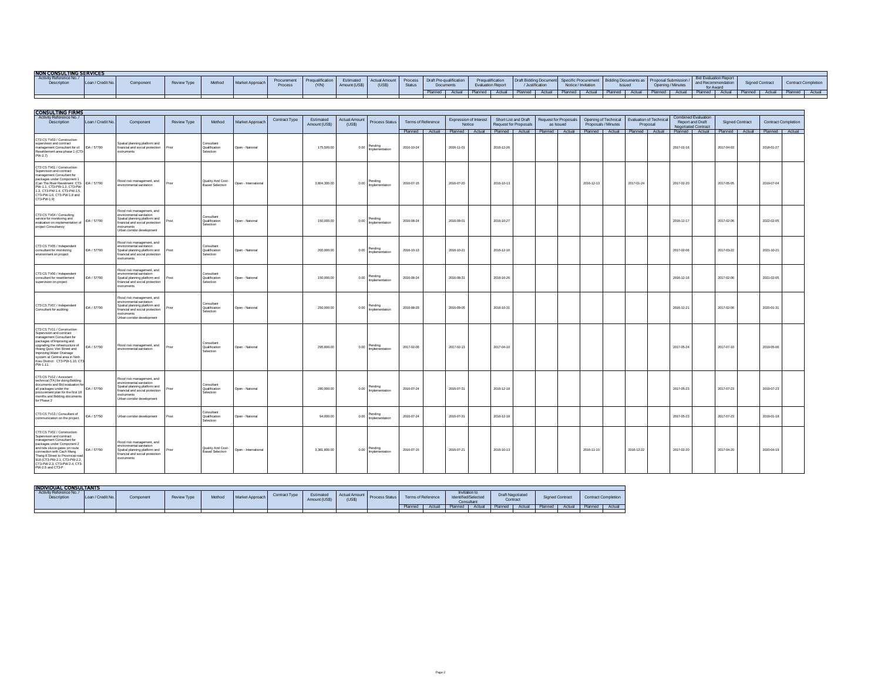## NON CONSULTING SERVICES

| Activity Reference No. / Description | Loan / Credit No. | Component | Review Type | Method | Market Approach | Procurement Process | Prequalification (Y/N) | Estimated Amount (US$) | Actual Amount (US$) | Process Status | Draft Pre-qualification Documents | | Prequalification Evaluation Report | | Draft Bidding Document / Justification | | Specific Procurement Notice / Invitation | | Bidding Documents as Issued | | Proposal Submission / Opening / Minutes | | Bid Evaluation Report and Recommendation for Award | | Signed Contract | | Contract Completion | |
|---|---|---|---|---|---|---|---|---|---|---|---|---|---|---|---|---|---|---|---|---|---|---|---|---|---|---|---|---|
| | | | | | | | | | | | Planned | Actual | Planned | Actual | Planned | Actual | Planned | Actual | Planned | Actual | Planned | Actual | Planned | Actual | Planned | Actual | Planned | Actual |

## CONSULTING FIRMS

| Activity Reference No. / Description | Loan / Credit No. | Component | Review Type | Method | Market Approach | Contract Type | Estimated Amount (US$) | Actual Amount (US$) | Process Status | Terms of Reference | | Expression of Interest Notice | | Short List and Draft Request for Proposals | | Request for Proposals as Issued | | Opening of Technical Proposals / Minutes | | Evaluation of Technical Proposal | | Combined Evaluation Report and Draft Negotiated Contract | | Signed Contract | | Contract Completion | |
|---|---|---|---|---|---|---|---|---|---|---|---|---|---|---|---|---|---|---|---|---|---|---|---|---|---|---|---|
| | | | | | | | | | | Planned | Actual | Planned | Actual | Planned | Actual | Planned | Actual | Planned | Actual | Planned | Actual | Planned | Actual | Planned | Actual | Planned | Actual |
| CT3 CS TV03 / Construction supervision and contract management Consultant for of Resettlement area phase 1 (CT3-PW-2.7) | IDA / 57790 | Spatial planning platform and financial and social protection instruments | Prior | Consultant Qualification Selection | Open - National | | 175,500.00 | 0.00 | Pending Implementation | 2016-10-24 | | 2016-11-01 | | 2016-12-26 | | | | | | | | 2017-02-16 | | 2017-04-03 | | 2018-01-27 | |
| CT3 CS TV01 / Construction Supervision and contract management Consultant for packages under Component 1 (Can Tho River Revetment: CT3-PW-1.1, CT3-PW-1.2, CT3-PW-1.3, CT3-PW-1.4, CT3-PW-1.5, CT3-PW-1.6, CT3-PW-1.8 and CT3-PW-1.9) | IDA / 57790 | Flood risk management, and environmental sanitation | Prior | Quality And Cost-Based Selection | Open - International | | 3,604,300.00 | 0.00 | Pending Implementation | 2016-07-15 | | 2016-07-20 | | 2016-10-13 | | | | 2016-12-13 | | 2017-01-24 | | 2017-02-20 | | 2017-05-05 | | 2019-07-04 | |
| CT3 CS TV04 / Consulting service for monitoring and evaluation on implementation of project Consultancy | IDA / 57790 | Flood risk management, and environmental sanitation Spatial planning platform and financial and social protection instruments Urban corridor development | Post | Consultant Qualification Selection | Open - National | | 150,000.00 | 0.00 | Pending Implementation | 2016-08-24 | | 2016-09-01 | | 2016-10-27 | | | | | | | | 2016-12-17 | | 2017-02-06 | | 2022-02-05 | |
| CT3 CS TV05 / Independent consultant for monitoring environment on project | IDA / 57790 | Flood risk management, and environmental sanitation Spatial planning platform and financial and social protection instruments | Post | Consultant Qualification Selection | Open - National | | 200,000.00 | 0.00 | Pending Implementation | 2016-10-13 | | 2016-10-21 | | 2016-12-16 | | | | | | | | 2017-02-06 | | 2017-03-22 | | 2021-10-21 | |
| CT3 CS TV06 / Independent consultant for resettlement supervision on project | IDA / 57790 | Flood risk management, and environmental sanitation Spatial planning platform and financial and social protection instruments | Post | Consultant Qualification Selection | Open - National | | 150,000.00 | 0.00 | Pending Implementation | 2016-08-24 | | 2016-08-31 | | 2016-10-26 | | | | | | | | 2016-12-16 | | 2017-02-06 | | 2021-02-05 | |
| CT3 CS TV07 / Independent Consultant for auditing | IDA / 57790 | Flood risk management, and environmental sanitation Spatial planning platform and financial and social protection instruments Urban corridor development | Prior | Consultant Qualification Selection | Open - National | | 250,000.00 | 0.00 | Pending Implementation | 2016-08-29 | | 2016-09-05 | | 2016-10-31 | | | | | | | | 2016-12-21 | | 2017-02-06 | | 2020-01-31 | |
| CT3 CS TV11 / Construction Supervision and contract management Consultant for packages of Improving and upgrading the infrastructure of Hoang Quoc Viet Street and Improving Water Drainage system at Central area in Ninh Kieu District: CT3-PW-1.10, CT3-PW-1.11. | IDA / 57790 | Flood risk management, and environmental sanitation | Prior | Consultant Qualification Selection | Open - National | | 295,800.00 | 0.00 | Pending Implementation | 2017-02-06 | | 2017-02-13 | | 2017-04-10 | | | | | | | | 2017-05-24 | | 2017-07-10 | | 2019-05-06 | |
| CT3 CS TV12 / Assistant technical (TA) for doing Bidding documents and Bid evaluation for all packages under the procurement plan for the first 18 months and Bidding documents for Phase 2 | IDA / 57790 | Flood risk management, and environmental sanitation Spatial planning platform and financial and social protection instruments Urban corridor development | Prior | Consultant Qualification Selection | Open - National | | 280,000.00 | 0.00 | Pending Implementation | 2016-07-24 | | 2016-07-31 | | 2016-12-18 | | | | | | | | 2017-05-23 | | 2017-07-23 | | 2019-07-23 | |
| CT3 CS TV13 / Consultant of communication on the project. | IDA / 57790 | Urban corridor development | Post | Consultant Qualification Selection | Open - National | | 94,000.00 | 0.00 | Pending Implementation | 2016-07-24 | | 2016-07-31 | | 2016-12-18 | | | | | | | | 2017-05-23 | | 2017-07-23 | | 2019-01-18 | |
| CT3 CS TV02 / Construction Supervision and contract management Consultant for packages under Component 2 and tide sluice gates on route connection with Cach Mang Thang 8 Street to Provincial road 918 (CT3-PW-2.1, CT3-PW-2.2, CT3-PW-2.3, CT3-PW-2.4, CT3-PW-2.5 and CT3-P | IDA / 57790 | Flood risk management, and environmental sanitation Spatial planning platform and financial and social protection instruments | Prior | Quality And Cost-Based Selection | Open - International | | 3,381,800.00 | 0.00 | Pending Implementation | 2016-07-15 | | 2016-07-21 | | 2016-10-13 | | | | 2016-11-10 | | 2016-12-22 | | 2017-02-20 | | 2017-04-20 | | 2020-04-19 | |

## INDIVIDUAL CONSULTANTS

| Activity Reference No. / Description | Loan / Credit No. | Component | Review Type | Method | Market Approach | Contract Type | Estimated Amount (US$) | Actual Amount (US$) | Process Status | Terms of Reference | | Invitation to Identified/Selected Consultant | | Draft Negotiated Contract | | Signed Contract | | Contract Completion | |
|---|---|---|---|---|---|---|---|---|---|---|---|---|---|---|---|---|---|---|---|
| | | | | | | | | | | Planned | Actual | Planned | Actual | Planned | Actual | Planned | Actual | Planned | Actual |